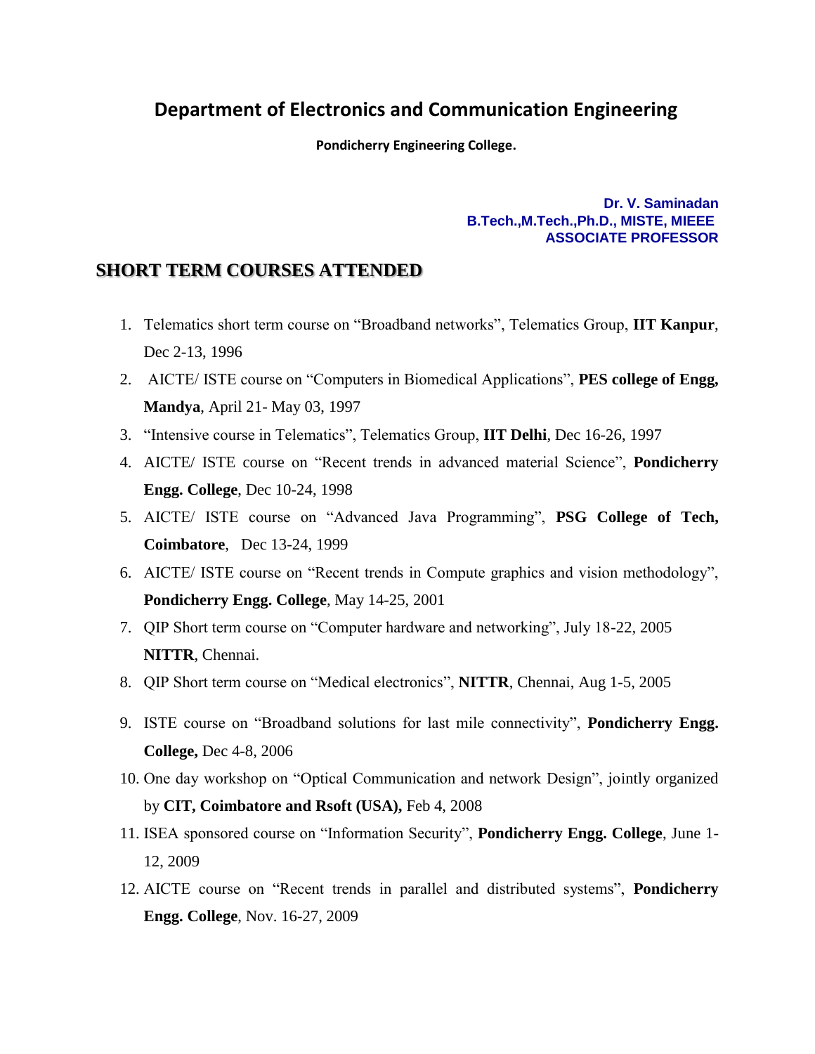# Department of Electronics and Communication Engineering

**Pondicherry Engineering College.**

**Dr. V. Saminadan**
**B.Tech.,M.Tech.,Ph.D., MISTE, MIEEE**
**ASSOCIATE PROFESSOR**

## SHORT TERM COURSES ATTENDED

1. Telematics short term course on "Broadband networks", Telematics Group, **IIT Kanpur**, Dec 2-13, 1996
2. AICTE/ ISTE course on "Computers in Biomedical Applications", **PES college of Engg, Mandya**, April 21- May 03, 1997
3. "Intensive course in Telematics", Telematics Group, **IIT Delhi**, Dec 16-26, 1997
4. AICTE/ ISTE course on "Recent trends in advanced material Science", **Pondicherry Engg. College**, Dec 10-24, 1998
5. AICTE/ ISTE course on "Advanced Java Programming", **PSG College of Tech, Coimbatore**, Dec 13-24, 1999
6. AICTE/ ISTE course on "Recent trends in Compute graphics and vision methodology", **Pondicherry Engg. College**, May 14-25, 2001
7. QIP Short term course on "Computer hardware and networking", July 18-22, 2005 **NITTR**, Chennai.
8. QIP Short term course on "Medical electronics", **NITTR**, Chennai, Aug 1-5, 2005
9. ISTE course on "Broadband solutions for last mile connectivity", **Pondicherry Engg. College,** Dec 4-8, 2006
10. One day workshop on "Optical Communication and network Design", jointly organized by **CIT, Coimbatore and Rsoft (USA),** Feb 4, 2008
11. ISEA sponsored course on "Information Security", **Pondicherry Engg. College**, June 1-12, 2009
12. AICTE course on "Recent trends in parallel and distributed systems", **Pondicherry Engg. College**, Nov. 16-27, 2009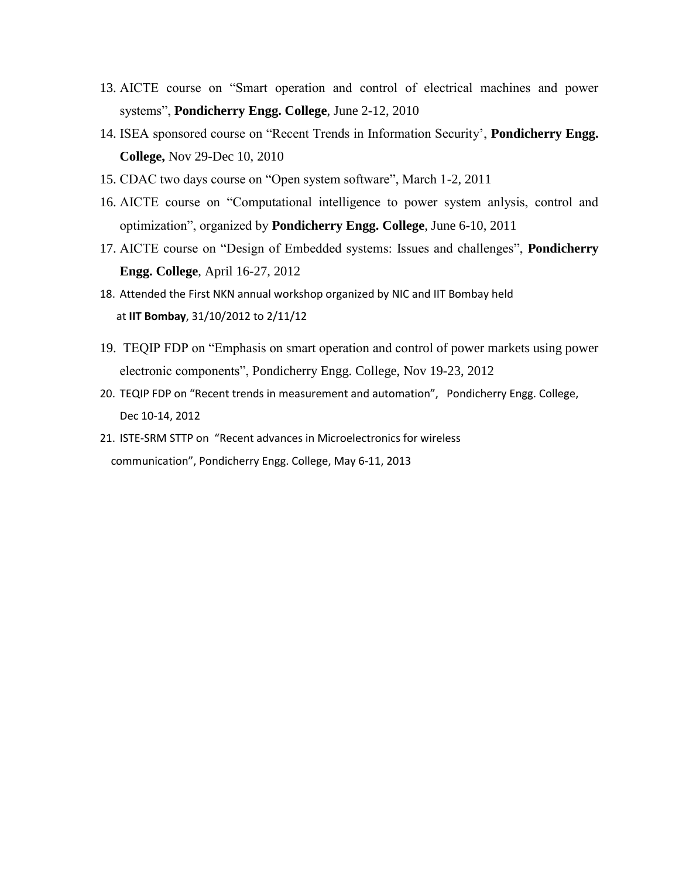13. AICTE course on “Smart operation and control of electrical machines and power systems”, **Pondicherry Engg. College**, June 2-12, 2010
14. ISEA sponsored course on “Recent Trends in Information Security’, **Pondicherry Engg. College,** Nov 29-Dec 10, 2010
15. CDAC two days course on “Open system software”, March 1-2, 2011
16. AICTE course on “Computational intelligence to power system anlysis, control and optimization”, organized by **Pondicherry Engg. College**, June 6-10, 2011
17. AICTE course on “Design of Embedded systems: Issues and challenges”, **Pondicherry Engg. College**, April 16-27, 2012
18. Attended the First NKN annual workshop organized by NIC and IIT Bombay held at **IIT Bombay**, 31/10/2012 to 2/11/12
19. TEQIP FDP on “Emphasis on smart operation and control of power markets using power electronic components”, Pondicherry Engg. College, Nov 19-23, 2012
20. TEQIP FDP on “Recent trends in measurement and automation”, Pondicherry Engg. College, Dec 10-14, 2012
21. ISTE-SRM STTP on “Recent advances in Microelectronics for wireless communication”, Pondicherry Engg. College, May 6-11, 2013